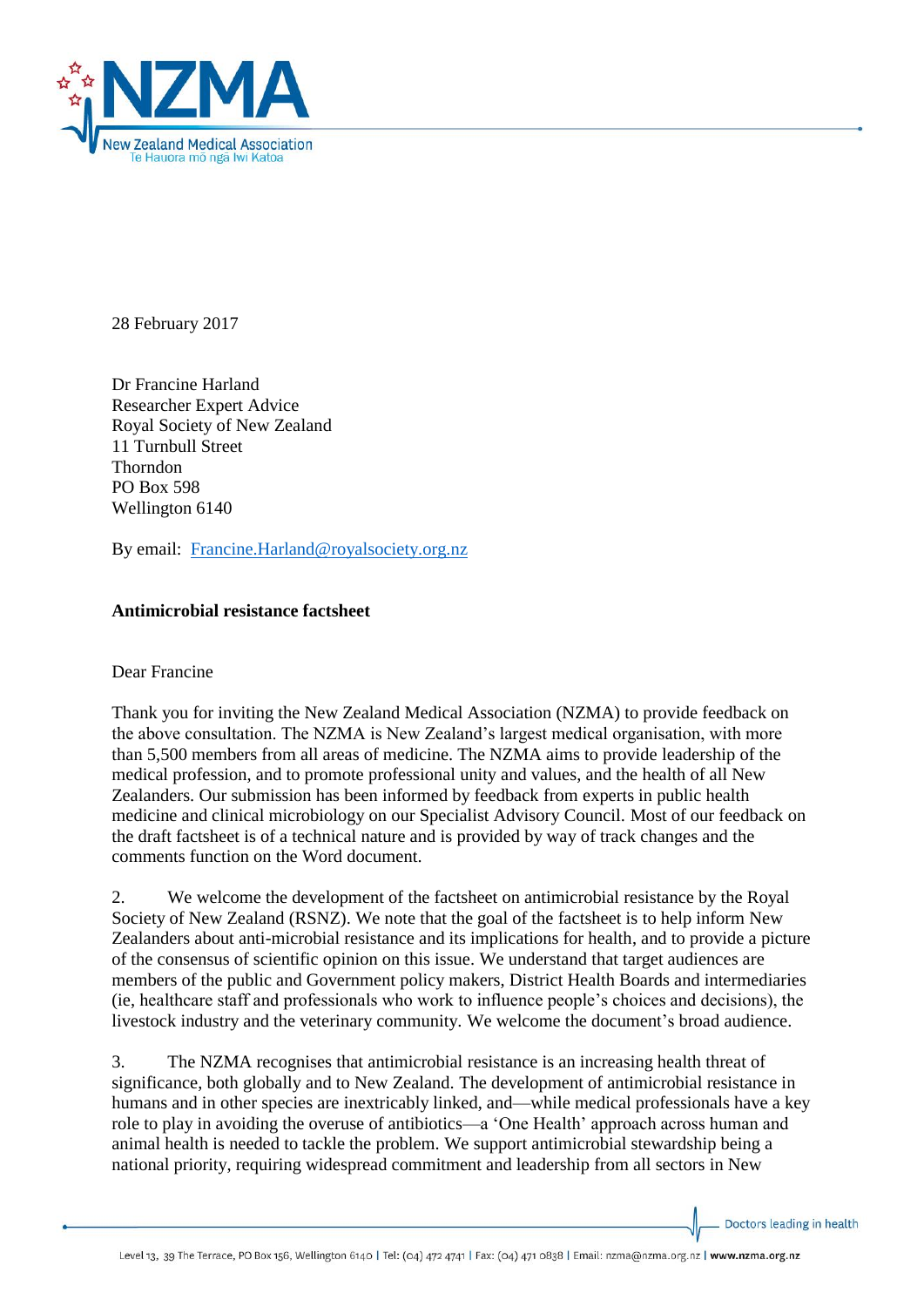28 February 2017

Dr Francine Harland
Researcher Expert Advice
Royal Society of New Zealand
11 Turnbull Street
Thorndon
PO Box 598
Wellington 6140

By email: Francine.Harland@royalsociety.org.nz

**Antimicrobial resistance factsheet**

Dear Francine

Thank you for inviting the New Zealand Medical Association (NZMA) to provide feedback on the above consultation. The NZMA is New Zealand's largest medical organisation, with more than 5,500 members from all areas of medicine. The NZMA aims to provide leadership of the medical profession, and to promote professional unity and values, and the health of all New Zealanders. Our submission has been informed by feedback from experts in public health medicine and clinical microbiology on our Specialist Advisory Council. Most of our feedback on the draft factsheet is of a technical nature and is provided by way of track changes and the comments function on the Word document.

2. We welcome the development of the factsheet on antimicrobial resistance by the Royal Society of New Zealand (RSNZ). We note that the goal of the factsheet is to help inform New Zealanders about anti-microbial resistance and its implications for health, and to provide a picture of the consensus of scientific opinion on this issue. We understand that target audiences are members of the public and Government policy makers, District Health Boards and intermediaries (ie, healthcare staff and professionals who work to influence people's choices and decisions), the livestock industry and the veterinary community. We welcome the document's broad audience.

3. The NZMA recognises that antimicrobial resistance is an increasing health threat of significance, both globally and to New Zealand. The development of antimicrobial resistance in humans and in other species are inextricably linked, and—while medical professionals have a key role to play in avoiding the overuse of antibiotics—a 'One Health' approach across human and animal health is needed to tackle the problem. We support antimicrobial stewardship being a national priority, requiring widespread commitment and leadership from all sectors in New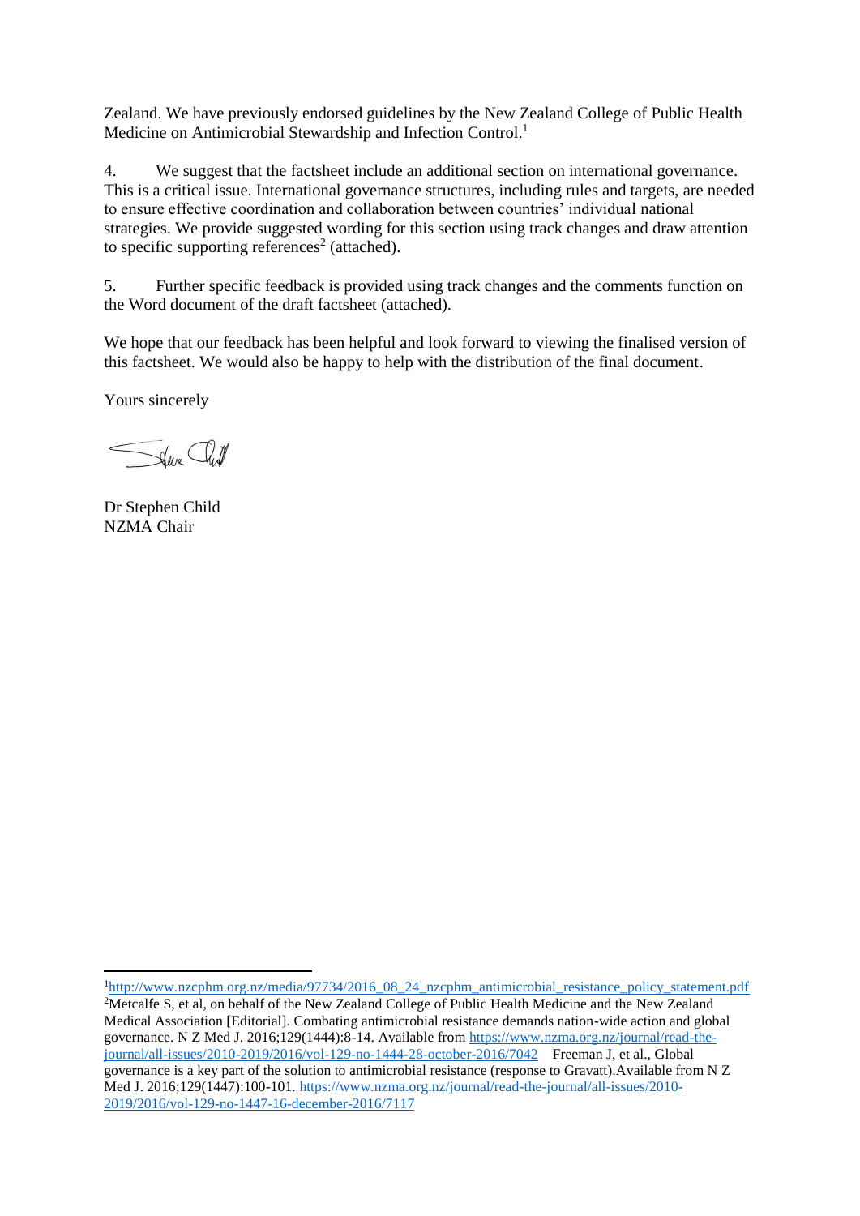Zealand. We have previously endorsed guidelines by the New Zealand College of Public Health Medicine on Antimicrobial Stewardship and Infection Control.[1]

4. We suggest that the factsheet include an additional section on international governance. This is a critical issue. International governance structures, including rules and targets, are needed to ensure effective coordination and collaboration between countries' individual national strategies. We provide suggested wording for this section using track changes and draw attention to specific supporting references[2] (attached).

5. Further specific feedback is provided using track changes and the comments function on the Word document of the draft factsheet (attached).

We hope that our feedback has been helpful and look forward to viewing the finalised version of this factsheet. We would also be happy to help with the distribution of the final document.

Yours sincerely

Dr Stephen Child
NZMA Chair

---

[1] http://www.nzcphm.org.nz/media/97734/2016_08_24_nzcphm_antimicrobial_resistance_policy_statement.pdf

[2] Metcalfe S, et al, on behalf of the New Zealand College of Public Health Medicine and the New Zealand Medical Association [Editorial]. Combating antimicrobial resistance demands nation-wide action and global governance. N Z Med J. 2016;129(1444):8-14. Available from https://www.nzma.org.nz/journal/read-the-journal/all-issues/2010-2019/2016/vol-129-no-1444-28-october-2016/7042 Freeman J, et al., Global governance is a key part of the solution to antimicrobial resistance (response to Gravatt).Available from N Z Med J. 2016;129(1447):100-101. https://www.nzma.org.nz/journal/read-the-journal/all-issues/2010-2019/2016/vol-129-no-1447-16-december-2016/7117